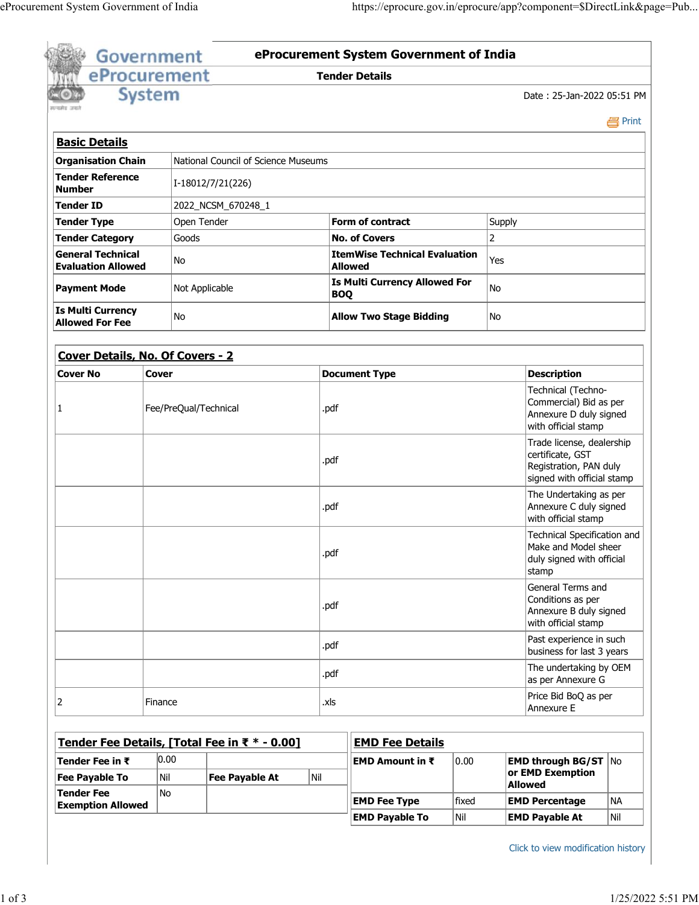# eProcurement System Government of India

## Tender Details

Date : 25-Jan-2022 05:51 PM

Print

### Basic Details

| | | | |
|---|---|---|---|
| **Organisation Chain** | National Council of Science Museums | | |
| **Tender Reference Number** | I-18012/7/21(226) | | |
| **Tender ID** | 2022_NCSM_670248_1 | | |
| **Tender Type** | Open Tender | **Form of contract** | Supply |
| **Tender Category** | Goods | **No. of Covers** | 2 |
| **General Technical Evaluation Allowed** | No | **ItemWise Technical Evaluation Allowed** | Yes |
| **Payment Mode** | Not Applicable | **Is Multi Currency Allowed For BOQ** | No |
| **Is Multi Currency Allowed For Fee** | No | **Allow Two Stage Bidding** | No |

### Cover Details, No. Of Covers - 2

| Cover No | Cover | Document Type | Description |
|---|---|---|---|
| 1 | Fee/PreQual/Technical | .pdf | Technical (Techno-Commercial) Bid as per Annexure D duly signed with official stamp |
| | | .pdf | Trade license, dealership certificate, GST Registration, PAN duly signed with official stamp |
| | | .pdf | The Undertaking as per Annexure C duly signed with official stamp |
| | | .pdf | Technical Specification and Make and Model sheer duly signed with official stamp |
| | | .pdf | General Terms and Conditions as per Annexure B duly signed with official stamp |
| | | .pdf | Past experience in such business for last 3 years |
| | | .pdf | The undertaking by OEM as per Annexure G |
| 2 | Finance | .xls | Price Bid BoQ as per Annexure E |

### Tender Fee Details, [Total Fee in ₹ * - 0.00]

| | | | |
|---|---|---|---|
| **Tender Fee in ₹** | 0.00 | | |
| **Fee Payable To** | Nil | **Fee Payable At** | Nil |
| **Tender Fee Exemption Allowed** | No | | |

### EMD Fee Details

| | | | |
|---|---|---|---|
| **EMD Amount in ₹** | 0.00 | **EMD through BG/ST or EMD Exemption Allowed** | No |
| **EMD Fee Type** | fixed | **EMD Percentage** | NA |
| **EMD Payable To** | Nil | **EMD Payable At** | Nil |

Click to view modification history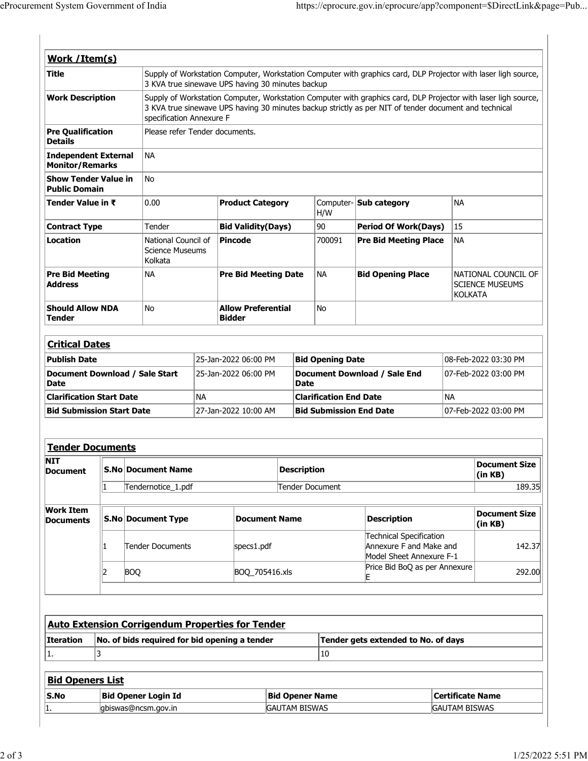## Work /Item(s)

| Title | Supply of Workstation Computer, Workstation Computer with graphics card, DLP Projector with laser ligh source, 3 KVA true sinewave UPS having 30 minutes backup | | | | |
|---|---|---|---|---|---|
| Work Description | Supply of Workstation Computer, Workstation Computer with graphics card, DLP Projector with laser ligh source, 3 KVA true sinewave UPS having 30 minutes backup strictly as per NIT of tender document and technical specification Annexure F | | | | |
| Pre Qualification Details | Please refer Tender documents. | | | | |
| Independent External Monitor/Remarks | NA | | | | |
| Show Tender Value in Public Domain | No | | | | |
| Tender Value in ₹ | 0.00 | Product Category | Computer-H/W | Sub category | NA |
| Contract Type | Tender | Bid Validity(Days) | 90 | Period Of Work(Days) | 15 |
| Location | National Council of Science Museums Kolkata | Pincode | 700091 | Pre Bid Meeting Place | NA |
| Pre Bid Meeting Address | NA | Pre Bid Meeting Date | NA | Bid Opening Place | NATIONAL COUNCIL OF SCIENCE MUSEUMS KOLKATA |
| Should Allow NDA Tender | No | Allow Preferential Bidder | No | | |

## Critical Dates

| Publish Date | 25-Jan-2022 06:00 PM | Bid Opening Date | 08-Feb-2022 03:30 PM |
|---|---|---|---|
| Document Download / Sale Start Date | 25-Jan-2022 06:00 PM | Document Download / Sale End Date | 07-Feb-2022 03:00 PM |
| Clarification Start Date | NA | Clarification End Date | NA |
| Bid Submission Start Date | 27-Jan-2022 10:00 AM | Bid Submission End Date | 07-Feb-2022 03:00 PM |

## Tender Documents

**NIT Document**

| S.No | Document Name | Description | Document Size (in KB) |
|---|---|---|---|
| 1 | Tendernotice_1.pdf | Tender Document | 189.35 |

**Work Item Documents**

| S.No | Document Type | Document Name | Description | Document Size (in KB) |
|---|---|---|---|---|
| 1 | Tender Documents | specs1.pdf | Technical Specification Annexure F and Make and Model Sheet Annexure F-1 | 142.37 |
| 2 | BOQ | BOQ_705416.xls | Price Bid BoQ as per Annexure E | 292.00 |

## Auto Extension Corrigendum Properties for Tender

| Iteration | No. of bids required for bid opening a tender | Tender gets extended to No. of days |
|---|---|---|
| 1. | 3 | 10 |

## Bid Openers List

| S.No | Bid Opener Login Id | Bid Opener Name | Certificate Name |
|---|---|---|---|
| 1. | gbiswas@ncsm.gov.in | GAUTAM BISWAS | GAUTAM BISWAS |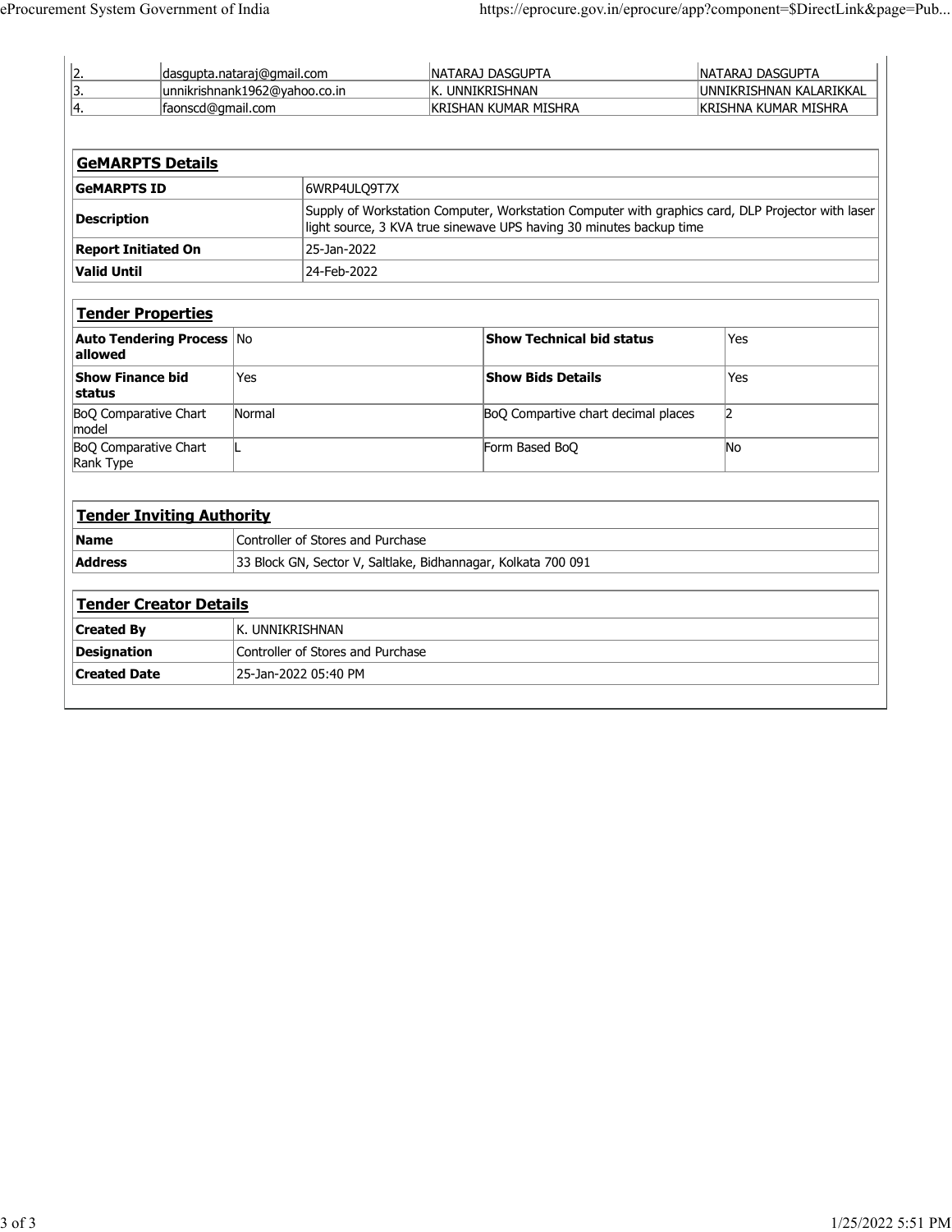| | | | |
|---|---|---|---|
| 2. | dasgupta.nataraj@gmail.com | NATARAJ DASGUPTA | NATARAJ DASGUPTA |
| 3. | unnikrishnank1962@yahoo.co.in | K. UNNIKRISHNAN | UNNIKRISHNAN KALARIKKAL |
| 4. | faonscd@gmail.com | KRISHAN KUMAR MISHRA | KRISHNA KUMAR MISHRA |

## GeMARPTS Details

| | |
|---|---|
| **GeMARPTS ID** | 6WRP4ULQ9T7X |
| **Description** | Supply of Workstation Computer, Workstation Computer with graphics card, DLP Projector with laser light source, 3 KVA true sinewave UPS having 30 minutes backup time |
| **Report Initiated On** | 25-Jan-2022 |
| **Valid Until** | 24-Feb-2022 |

## Tender Properties

| | | | |
|---|---|---|---|
| **Auto Tendering Process allowed** | No | **Show Technical bid status** | Yes |
| **Show Finance bid status** | Yes | **Show Bids Details** | Yes |
| BoQ Comparative Chart model | Normal | BoQ Compartive chart decimal places | 2 |
| BoQ Comparative Chart Rank Type | L | Form Based BoQ | No |

## Tender Inviting Authority

| | |
|---|---|
| **Name** | Controller of Stores and Purchase |
| **Address** | 33 Block GN, Sector V, Saltlake, Bidhannagar, Kolkata 700 091 |

## Tender Creator Details

| | |
|---|---|
| **Created By** | K. UNNIKRISHNAN |
| **Designation** | Controller of Stores and Purchase |
| **Created Date** | 25-Jan-2022 05:40 PM |